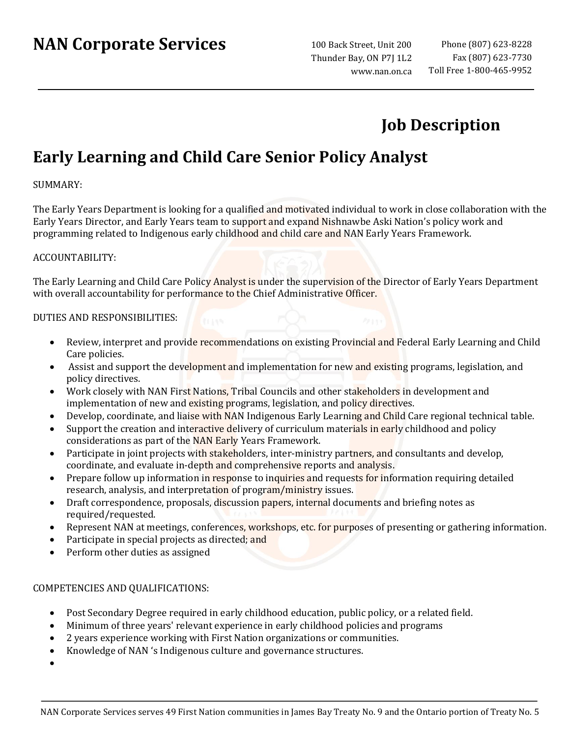# NAN Corporate Services

100 Back Street, Unit 200
Thunder Bay, ON P7J 1L2
www.nan.on.ca

Phone (807) 623-8228
Fax (807) 623-7730
Toll Free 1-800-465-9952

## Job Description

# Early Learning and Child Care Senior Policy Analyst

SUMMARY:

The Early Years Department is looking for a qualified and motivated individual to work in close collaboration with the Early Years Director, and Early Years team to support and expand Nishnawbe Aski Nation's policy work and programming related to Indigenous early childhood and child care and NAN Early Years Framework.

ACCOUNTABILITY:

The Early Learning and Child Care Policy Analyst is under the supervision of the Director of Early Years Department with overall accountability for performance to the Chief Administrative Officer.

DUTIES AND RESPONSIBILITIES:

- Review, interpret and provide recommendations on existing Provincial and Federal Early Learning and Child Care policies.
- Assist and support the development and implementation for new and existing programs, legislation, and policy directives.
- Work closely with NAN First Nations, Tribal Councils and other stakeholders in development and implementation of new and existing programs, legislation, and policy directives.
- Develop, coordinate, and liaise with NAN Indigenous Early Learning and Child Care regional technical table.
- Support the creation and interactive delivery of curriculum materials in early childhood and policy considerations as part of the NAN Early Years Framework.
- Participate in joint projects with stakeholders, inter-ministry partners, and consultants and develop, coordinate, and evaluate in-depth and comprehensive reports and analysis.
- Prepare follow up information in response to inquiries and requests for information requiring detailed research, analysis, and interpretation of program/ministry issues.
- Draft correspondence, proposals, discussion papers, internal documents and briefing notes as required/requested.
- Represent NAN at meetings, conferences, workshops, etc. for purposes of presenting or gathering information.
- Participate in special projects as directed; and
- Perform other duties as assigned

COMPETENCIES AND QUALIFICATIONS:

- Post Secondary Degree required in early childhood education, public policy, or a related field.
- Minimum of three years' relevant experience in early childhood policies and programs
- 2 years experience working with First Nation organizations or communities.
- Knowledge of NAN 's Indigenous culture and governance structures.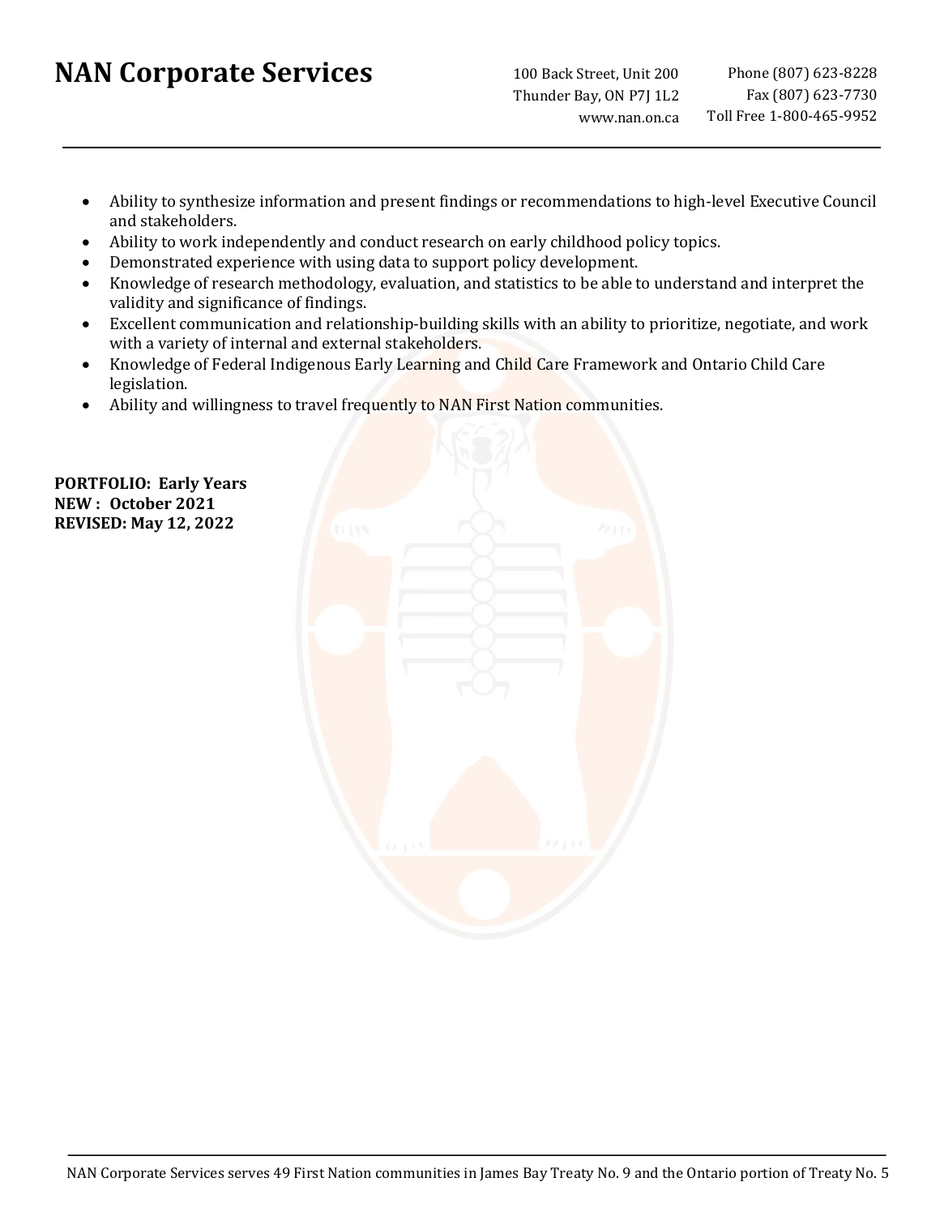- Ability to synthesize information and present findings or recommendations to high-level Executive Council and stakeholders.
- Ability to work independently and conduct research on early childhood policy topics.
- Demonstrated experience with using data to support policy development.
- Knowledge of research methodology, evaluation, and statistics to be able to understand and interpret the validity and significance of findings.
- Excellent communication and relationship-building skills with an ability to prioritize, negotiate, and work with a variety of internal and external stakeholders.
- Knowledge of Federal Indigenous Early Learning and Child Care Framework and Ontario Child Care legislation.
- Ability and willingness to travel frequently to NAN First Nation communities.

**PORTFOLIO: Early Years**
**NEW : October 2021**
**REVISED: May 12, 2022**